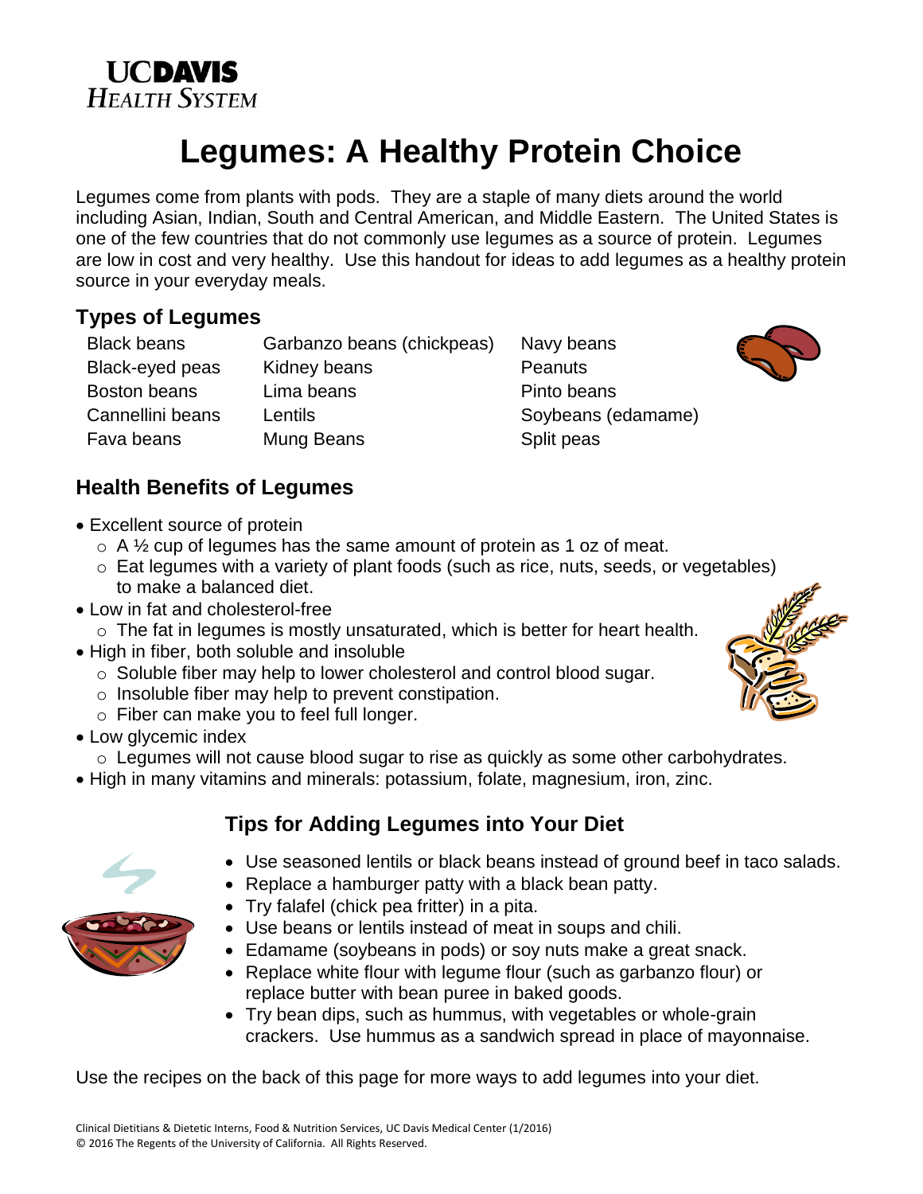UC DAVIS
*HEALTH SYSTEM*

# Legumes: A Healthy Protein Choice

Legumes come from plants with pods. They are a staple of many diets around the world including Asian, Indian, South and Central American, and Middle Eastern. The United States is one of the few countries that do not commonly use legumes as a source of protein. Legumes are low in cost and very healthy. Use this handout for ideas to add legumes as a healthy protein source in your everyday meals.

## Types of Legumes

| | | |
|---|---|---|
| Black beans | Garbanzo beans (chickpeas) | Navy beans |
| Black-eyed peas | Kidney beans | Peanuts |
| Boston beans | Lima beans | Pinto beans |
| Cannellini beans | Lentils | Soybeans (edamame) |
| Fava beans | Mung Beans | Split peas |

## Health Benefits of Legumes

- Excellent source of protein
  - A ½ cup of legumes has the same amount of protein as 1 oz of meat.
  - Eat legumes with a variety of plant foods (such as rice, nuts, seeds, or vegetables) to make a balanced diet.
- Low in fat and cholesterol-free
  - The fat in legumes is mostly unsaturated, which is better for heart health.
- High in fiber, both soluble and insoluble
  - Soluble fiber may help to lower cholesterol and control blood sugar.
  - Insoluble fiber may help to prevent constipation.
  - Fiber can make you to feel full longer.
- Low glycemic index
  - Legumes will not cause blood sugar to rise as quickly as some other carbohydrates.
- High in many vitamins and minerals: potassium, folate, magnesium, iron, zinc.

## Tips for Adding Legumes into Your Diet

- Use seasoned lentils or black beans instead of ground beef in taco salads.
- Replace a hamburger patty with a black bean patty.
- Try falafel (chick pea fritter) in a pita.
- Use beans or lentils instead of meat in soups and chili.
- Edamame (soybeans in pods) or soy nuts make a great snack.
- Replace white flour with legume flour (such as garbanzo flour) or replace butter with bean puree in baked goods.
- Try bean dips, such as hummus, with vegetables or whole-grain crackers. Use hummus as a sandwich spread in place of mayonnaise.

Use the recipes on the back of this page for more ways to add legumes into your diet.

Clinical Dietitians & Dietetic Interns, Food & Nutrition Services, UC Davis Medical Center (1/2016)
© 2016 The Regents of the University of California. All Rights Reserved.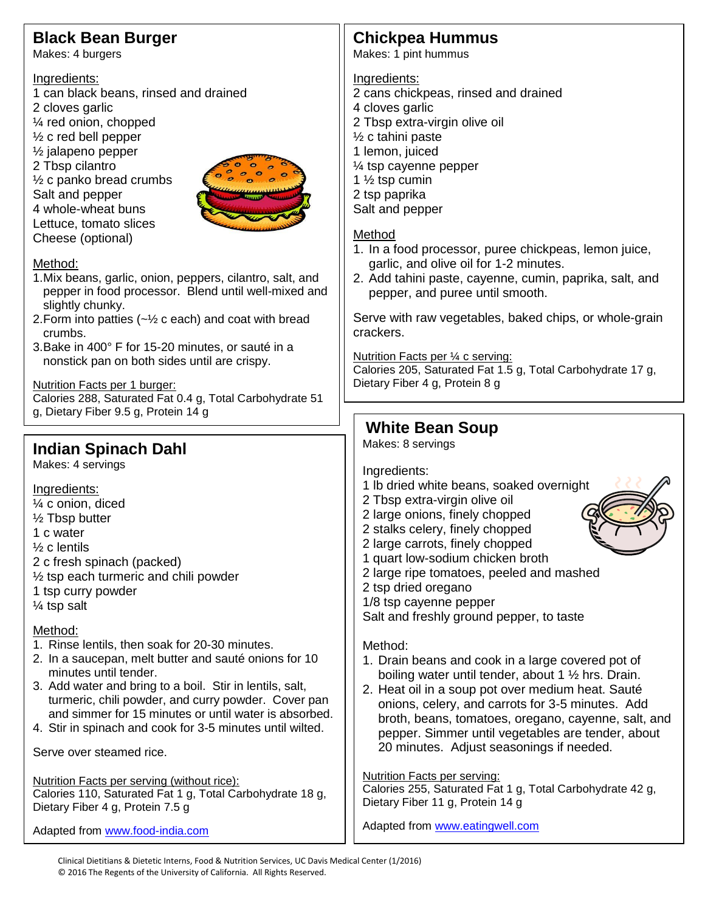## Black Bean Burger

Makes: 4 burgers

Ingredients:

1 can black beans, rinsed and drained
2 cloves garlic
¼ red onion, chopped
½ c red bell pepper
½ jalapeno pepper
2 Tbsp cilantro
½ c panko bread crumbs
Salt and pepper
4 whole-wheat buns
Lettuce, tomato slices
Cheese (optional)

Method:

1. Mix beans, garlic, onion, peppers, cilantro, salt, and pepper in food processor. Blend until well-mixed and slightly chunky.
2. Form into patties (~½ c each) and coat with bread crumbs.
3. Bake in 400° F for 15-20 minutes, or sauté in a nonstick pan on both sides until are crispy.

Nutrition Facts per 1 burger:
Calories 288, Saturated Fat 0.4 g, Total Carbohydrate 51 g, Dietary Fiber 9.5 g, Protein 14 g

## Indian Spinach Dahl

Makes: 4 servings

Ingredients:

¼ c onion, diced
½ Tbsp butter
1 c water
½ c lentils
2 c fresh spinach (packed)
½ tsp each turmeric and chili powder
1 tsp curry powder
¼ tsp salt

Method:

1. Rinse lentils, then soak for 20-30 minutes.
2. In a saucepan, melt butter and sauté onions for 10 minutes until tender.
3. Add water and bring to a boil. Stir in lentils, salt, turmeric, chili powder, and curry powder. Cover pan and simmer for 15 minutes or until water is absorbed.
4. Stir in spinach and cook for 3-5 minutes until wilted.

Serve over steamed rice.

Nutrition Facts per serving (without rice):
Calories 110, Saturated Fat 1 g, Total Carbohydrate 18 g, Dietary Fiber 4 g, Protein 7.5 g

Adapted from [www.food-india.com](http://www.food-india.com)

## Chickpea Hummus

Makes: 1 pint hummus

Ingredients:

2 cans chickpeas, rinsed and drained
4 cloves garlic
2 Tbsp extra-virgin olive oil
½ c tahini paste
1 lemon, juiced
¼ tsp cayenne pepper
1 ½ tsp cumin
2 tsp paprika
Salt and pepper

Method

1. In a food processor, puree chickpeas, lemon juice, garlic, and olive oil for 1-2 minutes.
2. Add tahini paste, cayenne, cumin, paprika, salt, and pepper, and puree until smooth.

Serve with raw vegetables, baked chips, or whole-grain crackers.

Nutrition Facts per ¼ c serving:
Calories 205, Saturated Fat 1.5 g, Total Carbohydrate 17 g, Dietary Fiber 4 g, Protein 8 g

## White Bean Soup

Makes: 8 servings

Ingredients:

1 lb dried white beans, soaked overnight
2 Tbsp extra-virgin olive oil
2 large onions, finely chopped
2 stalks celery, finely chopped
2 large carrots, finely chopped
1 quart low-sodium chicken broth
2 large ripe tomatoes, peeled and mashed
2 tsp dried oregano
1/8 tsp cayenne pepper
Salt and freshly ground pepper, to taste

Method:

1. Drain beans and cook in a large covered pot of boiling water until tender, about 1 ½ hrs. Drain.
2. Heat oil in a soup pot over medium heat. Sauté onions, celery, and carrots for 3-5 minutes. Add broth, beans, tomatoes, oregano, cayenne, salt, and pepper. Simmer until vegetables are tender, about 20 minutes. Adjust seasonings if needed.

Nutrition Facts per serving:
Calories 255, Saturated Fat 1 g, Total Carbohydrate 42 g, Dietary Fiber 11 g, Protein 14 g

Adapted from [www.eatingwell.com](http://www.eatingwell.com)

Clinical Dietitians & Dietetic Interns, Food & Nutrition Services, UC Davis Medical Center (1/2016)
© 2016 The Regents of the University of California. All Rights Reserved.